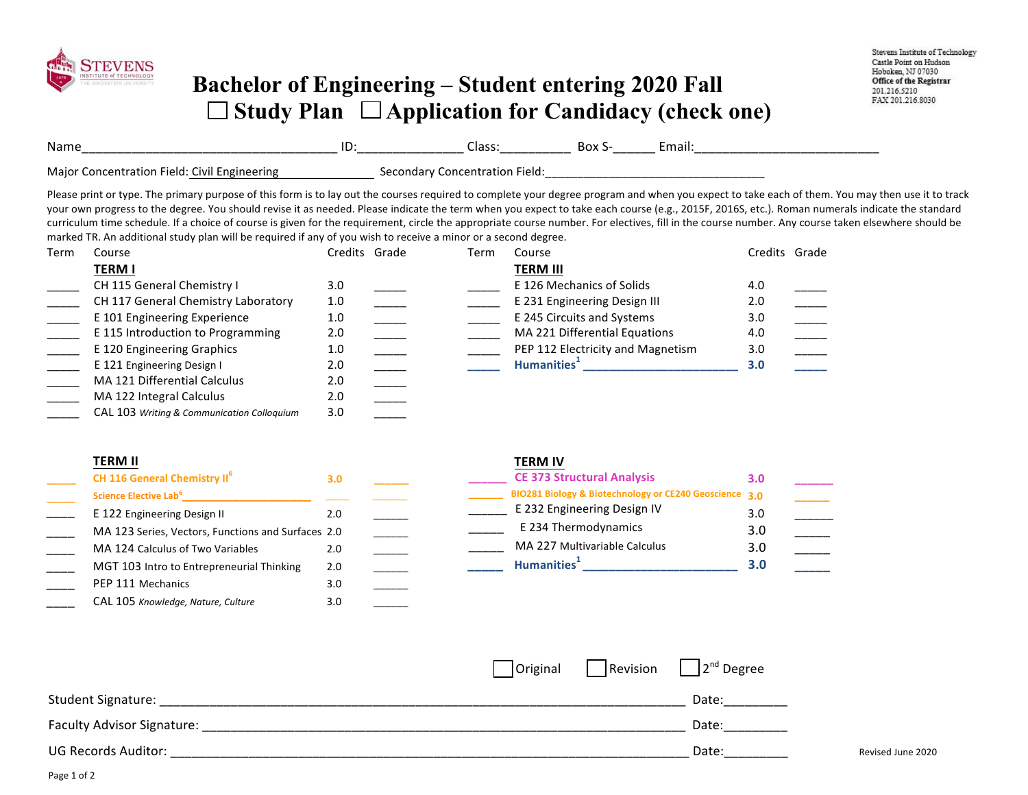Stevens Institute of Technology
Castle Point on Hudson
Hoboken, NJ 07030
Office of the Registrar
201.216.5210
FAX 201.216.8030

# Bachelor of Engineering – Student entering 2020 Fall

☐ Study Plan ☐ Application for Candidacy (check one)

Name_____________________________________ ID:_______________ Class:__________ Box S-______ Email:__________________________

Major Concentration Field: Civil Engineering Secondary Concentration Field:_________________________________

Please print or type. The primary purpose of this form is to lay out the courses required to complete your degree program and when you expect to take each of them. You may then use it to track your own progress to the degree. You should revise it as needed. Please indicate the term when you expect to take each course (e.g., 2015F, 2016S, etc.). Roman numerals indicate the standard curriculum time schedule. If a choice of course is given for the requirement, circle the appropriate course number. For electives, fill in the course number. Any course taken elsewhere should be marked TR. An additional study plan will be required if any of you wish to receive a minor or a second degree.

| Term | Course | Credits | Grade |
|---|---|---|---|
| | **TERM I** | | |
| _____ | CH 115 General Chemistry I | 3.0 | _____ |
| _____ | CH 117 General Chemistry Laboratory | 1.0 | _____ |
| _____ | E 101 Engineering Experience | 1.0 | _____ |
| _____ | E 115 Introduction to Programming | 2.0 | _____ |
| _____ | E 120 Engineering Graphics | 1.0 | _____ |
| _____ | E 121 Engineering Design I | 2.0 | _____ |
| _____ | MA 121 Differential Calculus | 2.0 | _____ |
| _____ | MA 122 Integral Calculus | 2.0 | _____ |
| _____ | CAL 103 *Writing & Communication Colloquium* | 3.0 | _____ |
| | **TERM II** | | |
| _____ | CH 116 General Chemistry II[6] | 3.0 | _____ |
| _____ | Science Elective Lab[6]_______________ | _____ | _____ |
| _____ | E 122 Engineering Design II | 2.0 | _____ |
| _____ | MA 123 Series, Vectors, Functions and Surfaces | 2.0 | _____ |
| _____ | MA 124 Calculus of Two Variables | 2.0 | _____ |
| _____ | MGT 103 Intro to Entrepreneurial Thinking | 2.0 | _____ |
| _____ | PEP 111 Mechanics | 3.0 | _____ |
| _____ | CAL 105 *Knowledge, Nature, Culture* | 3.0 | _____ |

| Term | Course | Credits | Grade |
|---|---|---|---|
| | **TERM III** | | |
| _____ | E 126 Mechanics of Solids | 4.0 | _____ |
| _____ | E 231 Engineering Design III | 2.0 | _____ |
| _____ | E 245 Circuits and Systems | 3.0 | _____ |
| _____ | MA 221 Differential Equations | 4.0 | _____ |
| _____ | PEP 112 Electricity and Magnetism | 3.0 | _____ |
| _____ | Humanities[1] ________________________ | 3.0 | _____ |
| | **TERM IV** | | |
| _____ | CE 373 Structural Analysis | 3.0 | _____ |
| _____ | BIO281 Biology & Biotechnology or CE240 Geoscience | 3.0 | _____ |
| _____ | E 232 Engineering Design IV | 3.0 | _____ |
| _____ | E 234 Thermodynamics | 3.0 | _____ |
| _____ | MA 227 Multivariable Calculus | 3.0 | _____ |
| _____ | Humanities[1] ________________________ | 3.0 | _____ |

☐ Original ☐ Revision ☐ 2nd Degree

Student Signature: ____________________________________________ Date:_________

Faculty Advisor Signature: ______________________________________ Date:_________

UG Records Auditor: ___________________________________________ Date:_________

Revised June 2020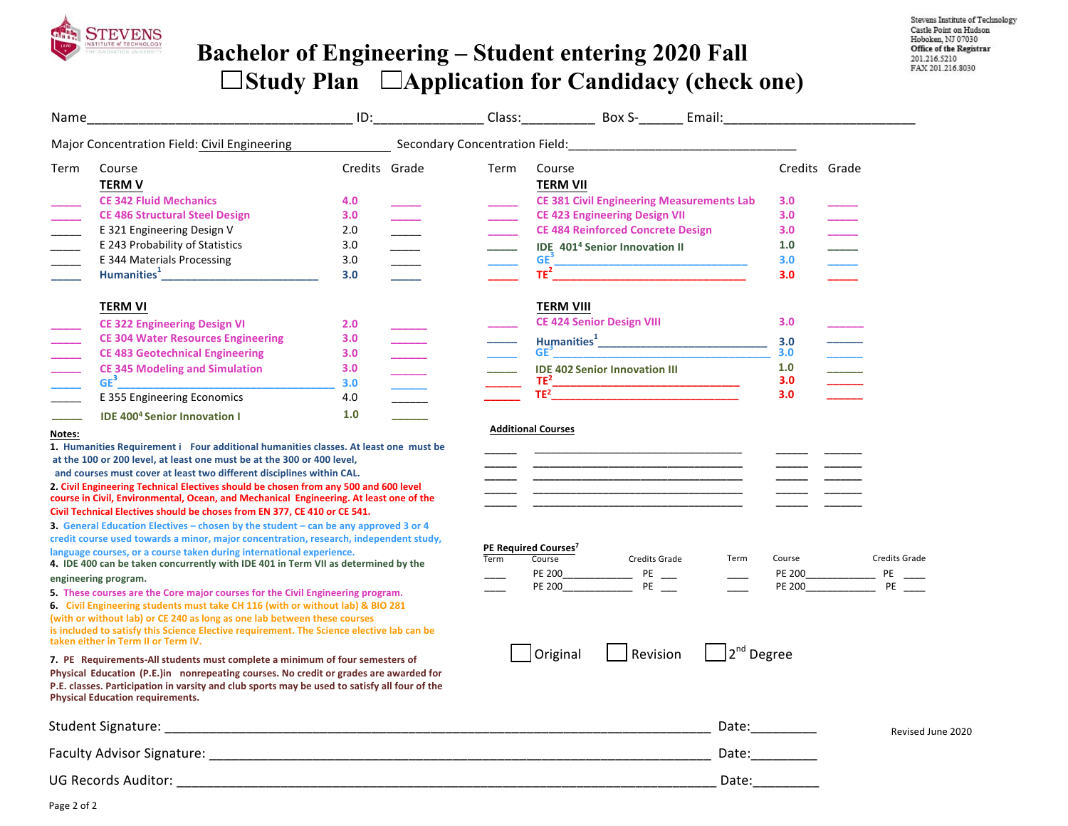Stevens Institute of Technology
Castle Point on Hudson
Hoboken, NJ 07030
**Office of the Registrar**
201.216.5210
FAX 201.216.8030

# Bachelor of Engineering – Student entering 2020 Fall

## ☐Study Plan ☐Application for Candidacy (check one)

Name_______________________________ ID:______________ Class:__________ Box S-______ Email:_________________________

Major Concentration Field: Civil Engineering Secondary Concentration Field:_______________________________

| Term | Course | Credits | Grade |
|---|---|---|---|
| | **TERM V** | | |
| _____ | CE 342 Fluid Mechanics | 4.0 | _____ |
| _____ | CE 486 Structural Steel Design | 3.0 | _____ |
| _____ | E 321 Engineering Design V | 2.0 | _____ |
| _____ | E 243 Probability of Statistics | 3.0 | _____ |
| _____ | E 344 Materials Processing | 3.0 | _____ |
| _____ | Humanities[1]_______________________ | 3.0 | _____ |
| | **TERM VI** | | |
| _____ | CE 322 Engineering Design VI | 2.0 | _____ |
| _____ | CE 304 Water Resources Engineering | 3.0 | _____ |
| _____ | CE 483 Geotechnical Engineering | 3.0 | _____ |
| _____ | CE 345 Modeling and Simulation | 3.0 | _____ |
| _____ | GE[3]_______________________ | 3.0 | _____ |
| _____ | E 355 Engineering Economics | 4.0 | _____ |
| _____ | IDE 400[4] Senior Innovation I | 1.0 | _____ |

| Term | Course | Credits | Grade |
|---|---|---|---|
| | **TERM VII** | | |
| _____ | CE 381 Civil Engineering Measurements Lab | 3.0 | _____ |
| _____ | CE 423 Engineering Design VII | 3.0 | _____ |
| _____ | CE 484 Reinforced Concrete Design | 3.0 | _____ |
| _____ | IDE 401[4] Senior Innovation II | 1.0 | _____ |
| _____ | GE[3]_______________________ | 3.0 | _____ |
| _____ | TE[2]_______________________ | 3.0 | _____ |
| | **TERM VIII** | | |
| _____ | CE 424 Senior Design VIII | 3.0 | _____ |
| _____ | Humanities[1]_______________________ | 3.0 | _____ |
| _____ | GE[3]_______________________ | 3.0 | _____ |
| _____ | IDE 402 Senior Innovation III | 1.0 | _____ |
| _____ | TE[2]_______________________ | 3.0 | _____ |
| _____ | TE[2]_______________________ | 3.0 | _____ |

**Additional Courses**

| | | | |
|---|---|---|---|
| _____ | _______________________ | _____ | _____ |
| _____ | _______________________ | _____ | _____ |
| _____ | _______________________ | _____ | _____ |
| _____ | _______________________ | _____ | _____ |
| _____ | _______________________ | _____ | _____ |

**PE Required Courses[7]**

| Term | Course | Credits | Grade | Term | Course | Credits | Grade |
|---|---|---|---|---|---|---|---|
| ____ | PE 200__________ | PE | ___ | ____ | PE 200__________ | PE | ___ |
| ____ | PE 200__________ | PE | ___ | ____ | PE 200__________ | PE | ___ |

☐ Original ☐ Revision ☐ 2nd Degree

**Notes:**

1. Humanities Requirement i Four additional humanities classes. At least one must be at the 100 or 200 level, at least one must be at the 300 or 400 level, and courses must cover at least two different disciplines within CAL.
2. Civil Engineering Technical Electives should be chosen from any 500 and 600 level course in Civil, Environmental, Ocean, and Mechanical Engineering. At least one of the Civil Technical Electives should be choses from EN 377, CE 410 or CE 541.
3. General Education Electives – chosen by the student – can be any approved 3 or 4 credit course used towards a minor, major concentration, research, independent study, language courses, or a course taken during international experience.
4. IDE 400 can be taken concurrently with IDE 401 in Term VII as determined by the engineering program.
5. These courses are the Core major courses for the Civil Engineering program.
6. Civil Engineering students must take CH 116 (with or without lab) & BIO 281 (with or without lab) or CE 240 as long as one lab between these courses is included to satisfy this Science Elective requirement. The Science elective lab can be taken either in Term II or Term IV.
7. PE Requirements-All students must complete a minimum of four semesters of Physical Education (P.E.)in nonrepeating courses. No credit or grades are awarded for P.E. classes. Participation in varsity and club sports may be used to satisfy all four of the Physical Education requirements.

Student Signature: ______________________________________________ Date:_________

Faculty Advisor Signature: ________________________________________ Date:_________

UG Records Auditor: ____________________________________________ Date:_________

Revised June 2020